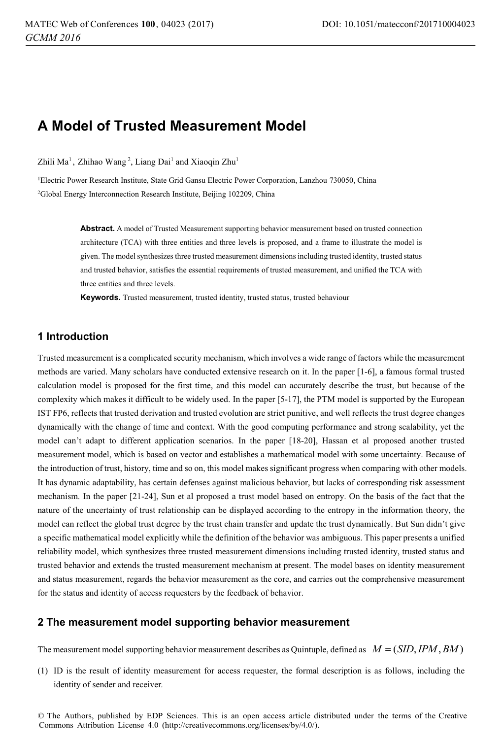# A Model of Trusted Measurement Model

Zhili Ma[1], Zhihao Wang[2], Liang Dai[1] and Xiaoqin Zhu[1]

[1]Electric Power Research Institute, State Grid Gansu Electric Power Corporation, Lanzhou 730050, China

[2]Global Energy Interconnection Research Institute, Beijing 102209, China

**Abstract.** A model of Trusted Measurement supporting behavior measurement based on trusted connection architecture (TCA) with three entities and three levels is proposed, and a frame to illustrate the model is given. The model synthesizes three trusted measurement dimensions including trusted identity, trusted status and trusted behavior, satisfies the essential requirements of trusted measurement, and unified the TCA with three entities and three levels.

**Keywords.** Trusted measurement, trusted identity, trusted status, trusted behaviour

## 1 Introduction

Trusted measurement is a complicated security mechanism, which involves a wide range of factors while the measurement methods are varied. Many scholars have conducted extensive research on it. In the paper [1-6], a famous formal trusted calculation model is proposed for the first time, and this model can accurately describe the trust, but because of the complexity which makes it difficult to be widely used. In the paper [5-17], the PTM model is supported by the European IST FP6, reflects that trusted derivation and trusted evolution are strict punitive, and well reflects the trust degree changes dynamically with the change of time and context. With the good computing performance and strong scalability, yet the model can't adapt to different application scenarios. In the paper [18-20], Hassan et al proposed another trusted measurement model, which is based on vector and establishes a mathematical model with some uncertainty. Because of the introduction of trust, history, time and so on, this model makes significant progress when comparing with other models. It has dynamic adaptability, has certain defenses against malicious behavior, but lacks of corresponding risk assessment mechanism. In the paper [21-24], Sun et al proposed a trust model based on entropy. On the basis of the fact that the nature of the uncertainty of trust relationship can be displayed according to the entropy in the information theory, the model can reflect the global trust degree by the trust chain transfer and update the trust dynamically. But Sun didn't give a specific mathematical model explicitly while the definition of the behavior was ambiguous. This paper presents a unified reliability model, which synthesizes three trusted measurement dimensions including trusted identity, trusted status and trusted behavior and extends the trusted measurement mechanism at present. The model bases on identity measurement and status measurement, regards the behavior measurement as the core, and carries out the comprehensive measurement for the status and identity of access requesters by the feedback of behavior.

## 2 The measurement model supporting behavior measurement

The measurement model supporting behavior measurement describes as Quintuple, defined as $M = (SID, IPM, BM)$

(1) ID is the result of identity measurement for access requester, the formal description is as follows, including the identity of sender and receiver.

© The Authors, published by EDP Sciences. This is an open access article distributed under the terms of the Creative Commons Attribution License 4.0 (http://creativecommons.org/licenses/by/4.0/).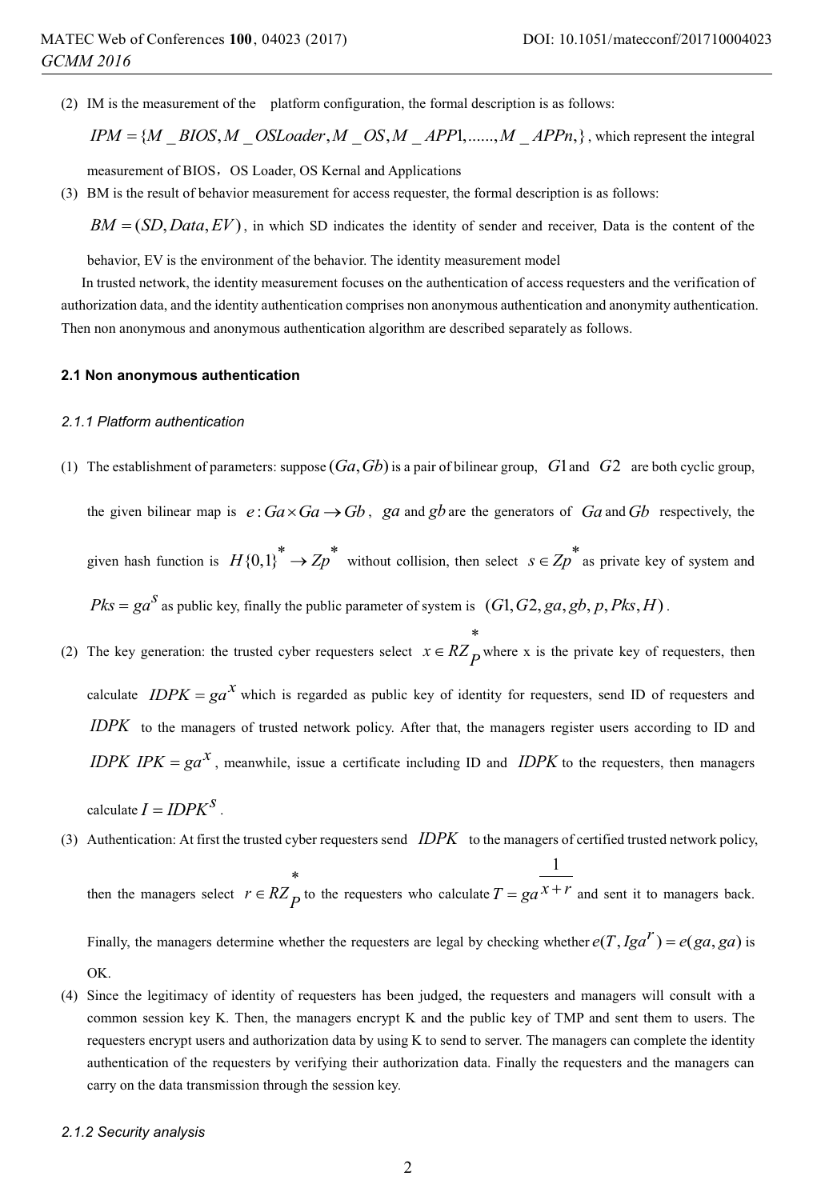(2) IM is the measurement of the platform configuration, the formal description is as follows:

$IPM = \{M\_BIOS, M\_OSLoader, M\_OS, M\_APP1, ......, M\_APPn,\}$, which represent the integral measurement of BIOS，OS Loader, OS Kernal and Applications

(3) BM is the result of behavior measurement for access requester, the formal description is as follows:

$BM = (SD, Data, EV)$, in which SD indicates the identity of sender and receiver, Data is the content of the behavior, EV is the environment of the behavior. The identity measurement model

In trusted network, the identity measurement focuses on the authentication of access requesters and the verification of authorization data, and the identity authentication comprises non anonymous authentication and anonymity authentication. Then non anonymous and anonymous authentication algorithm are described separately as follows.

## 2.1 Non anonymous authentication

### *2.1.1 Platform authentication*

(1) The establishment of parameters: suppose $(Ga, Gb)$ is a pair of bilinear group, $G1$ and $G2$ are both cyclic group, the given bilinear map is $e: Ga \times Ga \rightarrow Gb$, $ga$ and $gb$ are the generators of $Ga$ and $Gb$ respectively, the given hash function is $H\{0,1\}^* \rightarrow Zp^*$ without collision, then select $s \in Zp^*$ as private key of system and $Pks = ga^s$ as public key, finally the public parameter of system is $(G1, G2, ga, gb, p, Pks, H)$.

(2) The key generation: the trusted cyber requesters select $x \in RZ_P^*$ where x is the private key of requesters, then calculate $IDPK = ga^x$ which is regarded as public key of identity for requesters, send ID of requesters and $IDPK$ to the managers of trusted network policy. After that, the managers register users according to ID and $IDPK$ $IPK = ga^x$, meanwhile, issue a certificate including ID and $IDPK$ to the requesters, then managers calculate $I = IDPK^S$.

(3) Authentication: At first the trusted cyber requesters send $IDPK$ to the managers of certified trusted network policy, then the managers select $r \in RZ_P^*$ to the requesters who calculate $T = ga^{\frac{1}{x+r}}$ and sent it to managers back. Finally, the managers determine whether the requesters are legal by checking whether $e(T, Iga^r) = e(ga, ga)$ is OK.

(4) Since the legitimacy of identity of requesters has been judged, the requesters and managers will consult with a common session key K. Then, the managers encrypt K and the public key of TMP and sent them to users. The requesters encrypt users and authorization data by using K to send to server. The managers can complete the identity authentication of the requesters by verifying their authorization data. Finally the requesters and the managers can carry on the data transmission through the session key.

### *2.1.2 Security analysis*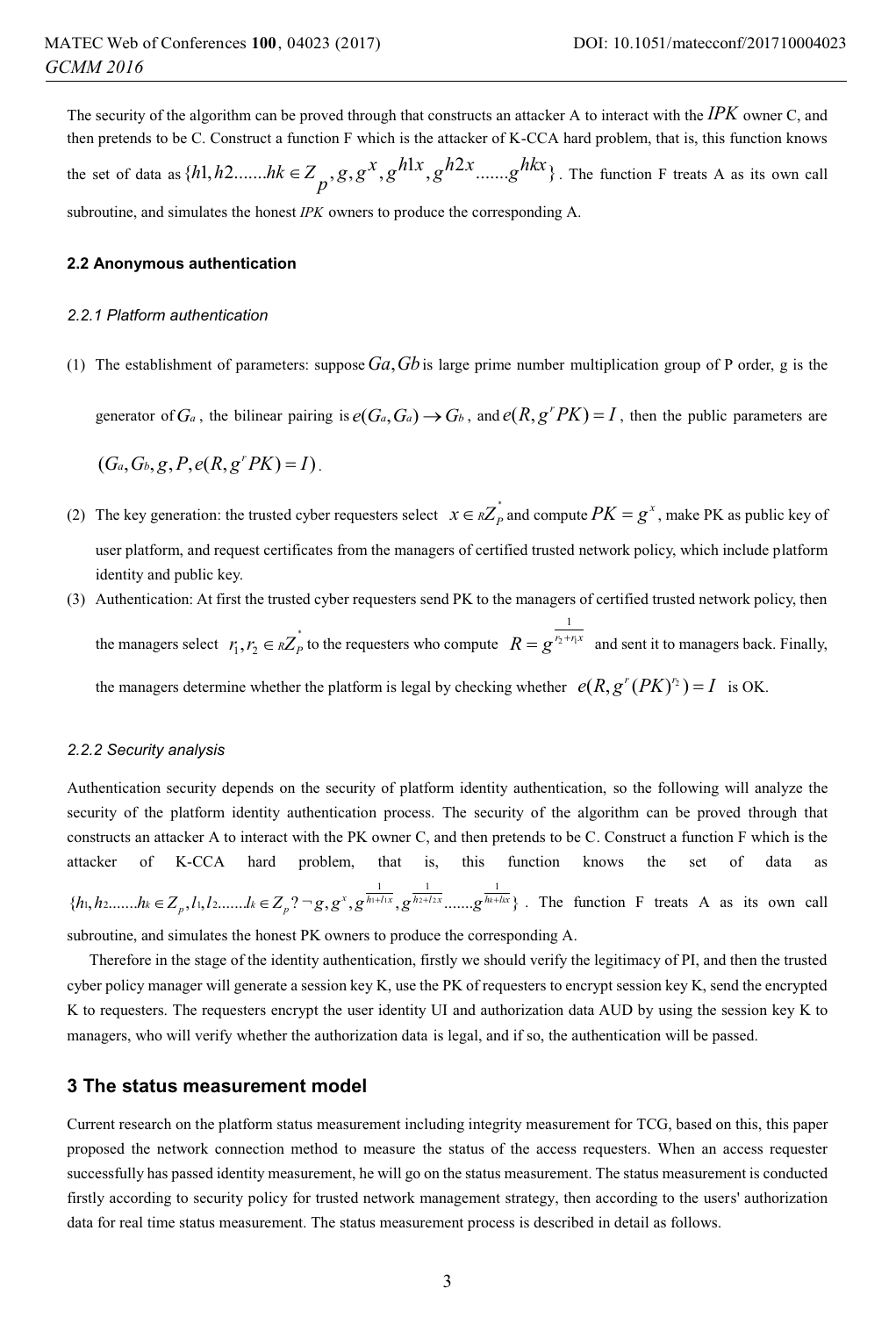The security of the algorithm can be proved through that constructs an attacker A to interact with the $IPK$ owner C, and then pretends to be C. Construct a function F which is the attacker of K-CCA hard problem, that is, this function knows the set of data as $\{h1, h2.......hk \in Z_p, g, g^x, g^{h1x}, g^{h2x}.......g^{hkx}\}$. The function F treats A as its own call subroutine, and simulates the honest *IPK* owners to produce the corresponding A.

### 2.2 Anonymous authentication

#### *2.2.1 Platform authentication*

(1) The establishment of parameters: suppose $Ga, Gb$ is large prime number multiplication group of P order, g is the generator of $G_a$, the bilinear pairing is $e(G_a, G_a) \rightarrow G_b$, and $e(R, g^r PK) = I$, then the public parameters are $(G_a, G_b, g, P, e(R, g^r PK) = I)$.

(2) The key generation: the trusted cyber requesters select $x \in {}_R Z_P^*$ and compute $PK = g^x$, make PK as public key of user platform, and request certificates from the managers of certified trusted network policy, which include platform identity and public key.

(3) Authentication: At first the trusted cyber requesters send PK to the managers of certified trusted network policy, then the managers select $r_1, r_2 \in {}_R Z_P^*$ to the requesters who compute $R = g^{\frac{1}{r_2 + r_1 x}}$ and sent it to managers back. Finally, the managers determine whether the platform is legal by checking whether $e(R, g^r (PK)^{r_2}) = I$ is OK.

#### *2.2.2 Security analysis*

Authentication security depends on the security of platform identity authentication, so the following will analyze the security of the platform identity authentication process. The security of the algorithm can be proved through that constructs an attacker A to interact with the PK owner C, and then pretends to be C. Construct a function F which is the attacker of K-CCA hard problem, that is, this function knows the set of data as $\{h_1, h_2.......h_k \in Z_p, l_1, l_2.......l_k \in Z_p ? \neg g, g^x, g^{\frac{1}{h_1 + l_1 x}}, g^{\frac{1}{h_2 + l_2 x}}.......g^{\frac{1}{h_k + l_k x}}\}$. The function F treats A as its own call subroutine, and simulates the honest PK owners to produce the corresponding A.

Therefore in the stage of the identity authentication, firstly we should verify the legitimacy of PI, and then the trusted cyber policy manager will generate a session key K, use the PK of requesters to encrypt session key K, send the encrypted K to requesters. The requesters encrypt the user identity UI and authorization data AUD by using the session key K to managers, who will verify whether the authorization data is legal, and if so, the authentication will be passed.

## 3 The status measurement model

Current research on the platform status measurement including integrity measurement for TCG, based on this, this paper proposed the network connection method to measure the status of the access requesters. When an access requester successfully has passed identity measurement, he will go on the status measurement. The status measurement is conducted firstly according to security policy for trusted network management strategy, then according to the users' authorization data for real time status measurement. The status measurement process is described in detail as follows.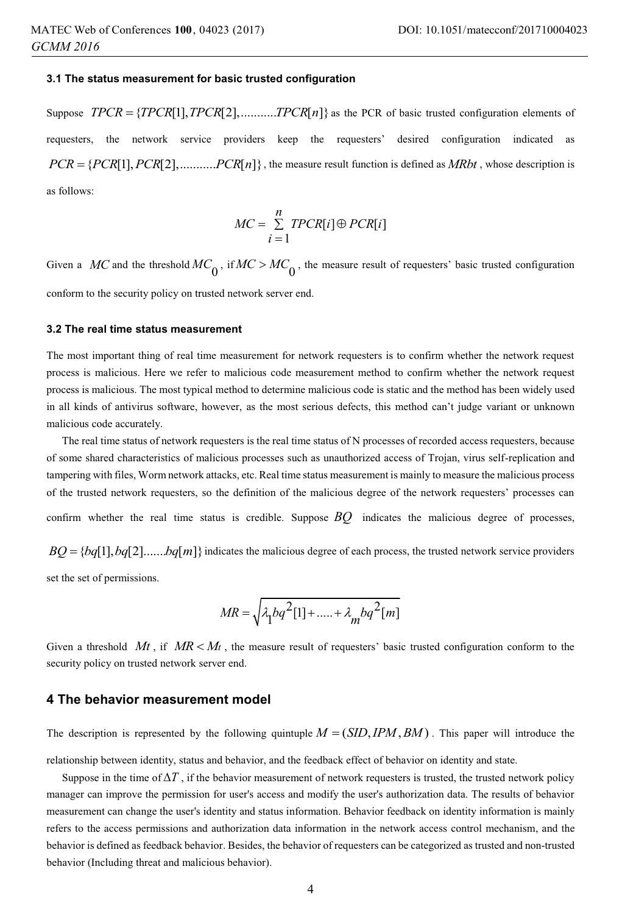### 3.1 The status measurement for basic trusted configuration

Suppose $TPCR = \{TPCR[1], TPCR[2], ...........TPCR[n]\}$ as the PCR of basic trusted configuration elements of requesters, the network service providers keep the requesters' desired configuration indicated as $PCR = \{PCR[1], PCR[2], ...........PCR[n]\}$, the measure result function is defined as $MRbt$, whose description is as follows:

$$MC = \sum_{i=1}^{n} TPCR[i] \oplus PCR[i]$$

Given a $MC$ and the threshold $MC_0$, if $MC > MC_0$, the measure result of requesters' basic trusted configuration conform to the security policy on trusted network server end.

### 3.2 The real time status measurement

The most important thing of real time measurement for network requesters is to confirm whether the network request process is malicious. Here we refer to malicious code measurement method to confirm whether the network request process is malicious. The most typical method to determine malicious code is static and the method has been widely used in all kinds of antivirus software, however, as the most serious defects, this method can't judge variant or unknown malicious code accurately.

The real time status of network requesters is the real time status of N processes of recorded access requesters, because of some shared characteristics of malicious processes such as unauthorized access of Trojan, virus self-replication and tampering with files, Worm network attacks, etc. Real time status measurement is mainly to measure the malicious process of the trusted network requesters, so the definition of the malicious degree of the network requesters' processes can confirm whether the real time status is credible. Suppose $BQ$ indicates the malicious degree of processes, $BQ = \{bq[1], bq[2].......bq[m]\}$ indicates the malicious degree of each process, the trusted network service providers set the set of permissions.

$$MR = \sqrt{\lambda_1 bq^2[1] + ..... + \lambda_m bq^2[m]}$$

Given a threshold $Mt$, if $MR < M_t$, the measure result of requesters' basic trusted configuration conform to the security policy on trusted network server end.

## 4 The behavior measurement model

The description is represented by the following quintuple $M = (SID, IPM, BM)$. This paper will introduce the relationship between identity, status and behavior, and the feedback effect of behavior on identity and state.

Suppose in the time of $\Delta T$, if the behavior measurement of network requesters is trusted, the trusted network policy manager can improve the permission for user's access and modify the user's authorization data. The results of behavior measurement can change the user's identity and status information. Behavior feedback on identity information is mainly refers to the access permissions and authorization data information in the network access control mechanism, and the behavior is defined as feedback behavior. Besides, the behavior of requesters can be categorized as trusted and non-trusted behavior (Including threat and malicious behavior).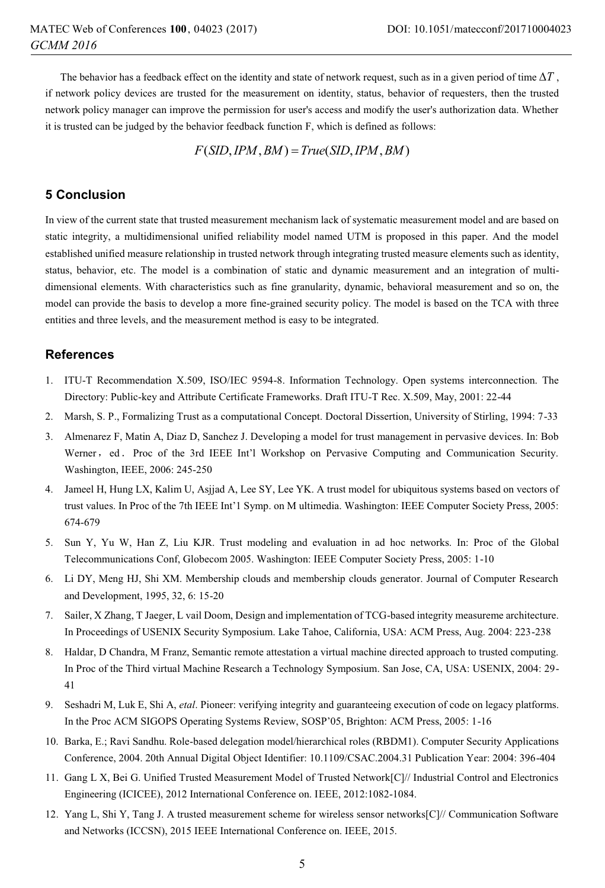The behavior has a feedback effect on the identity and state of network request, such as in a given period of time $\Delta T$, if network policy devices are trusted for the measurement on identity, status, behavior of requesters, then the trusted network policy manager can improve the permission for user's access and modify the user's authorization data. Whether it is trusted can be judged by the behavior feedback function F, which is defined as follows:

$$F(SID, IPM, BM) = True(SID, IPM, BM)$$

## 5 Conclusion

In view of the current state that trusted measurement mechanism lack of systematic measurement model and are based on static integrity, a multidimensional unified reliability model named UTM is proposed in this paper. And the model established unified measure relationship in trusted network through integrating trusted measure elements such as identity, status, behavior, etc. The model is a combination of static and dynamic measurement and an integration of multi-dimensional elements. With characteristics such as fine granularity, dynamic, behavioral measurement and so on, the model can provide the basis to develop a more fine-grained security policy. The model is based on the TCA with three entities and three levels, and the measurement method is easy to be integrated.

## References

1. ITU-T Recommendation X.509, ISO/IEC 9594-8. Information Technology. Open systems interconnection. The Directory: Public-key and Attribute Certificate Frameworks. Draft ITU-T Rec. X.509, May, 2001: 22-44
2. Marsh, S. P., Formalizing Trust as a computational Concept. Doctoral Dissertion, University of Stirling, 1994: 7-33
3. Almenarez F, Matin A, Diaz D, Sanchez J. Developing a model for trust management in pervasive devices. In: Bob Werner，ed． Proc of the 3rd IEEE Int'l Workshop on Pervasive Computing and Communication Security. Washington, IEEE, 2006: 245-250
4. Jameel H, Hung LX, Kalim U, Asjjad A, Lee SY, Lee YK. A trust model for ubiquitous systems based on vectors of trust values. In Proc of the 7th IEEE Int'1 Symp. on M ultimedia. Washington: IEEE Computer Society Press, 2005: 674-679
5. Sun Y, Yu W, Han Z, Liu KJR. Trust modeling and evaluation in ad hoc networks. In: Proc of the Global Telecommunications Conf, Globecom 2005. Washington: IEEE Computer Society Press, 2005: 1-10
6. Li DY, Meng HJ, Shi XM. Membership clouds and membership clouds generator. Journal of Computer Research and Development, 1995, 32, 6: 15-20
7. Sailer, X Zhang, T Jaeger, L vail Doom, Design and implementation of TCG-based integrity measureme architecture. In Proceedings of USENIX Security Symposium. Lake Tahoe, California, USA: ACM Press, Aug. 2004: 223-238
8. Haldar, D Chandra, M Franz, Semantic remote attestation a virtual machine directed approach to trusted computing. In Proc of the Third virtual Machine Research a Technology Symposium. San Jose, CA, USA: USENIX, 2004: 29-41
9. Seshadri M, Luk E, Shi A, *etal*. Pioneer: verifying integrity and guaranteeing execution of code on legacy platforms. In the Proc ACM SIGOPS Operating Systems Review, SOSP'05, Brighton: ACM Press, 2005: 1-16
10. Barka, E.; Ravi Sandhu. Role-based delegation model/hierarchical roles (RBDM1). Computer Security Applications Conference, 2004. 20th Annual Digital Object Identifier: 10.1109/CSAC.2004.31 Publication Year: 2004: 396-404
11. Gang L X, Bei G. Unified Trusted Measurement Model of Trusted Network[C]// Industrial Control and Electronics Engineering (ICICEE), 2012 International Conference on. IEEE, 2012:1082-1084.
12. Yang L, Shi Y, Tang J. A trusted measurement scheme for wireless sensor networks[C]// Communication Software and Networks (ICCSN), 2015 IEEE International Conference on. IEEE, 2015.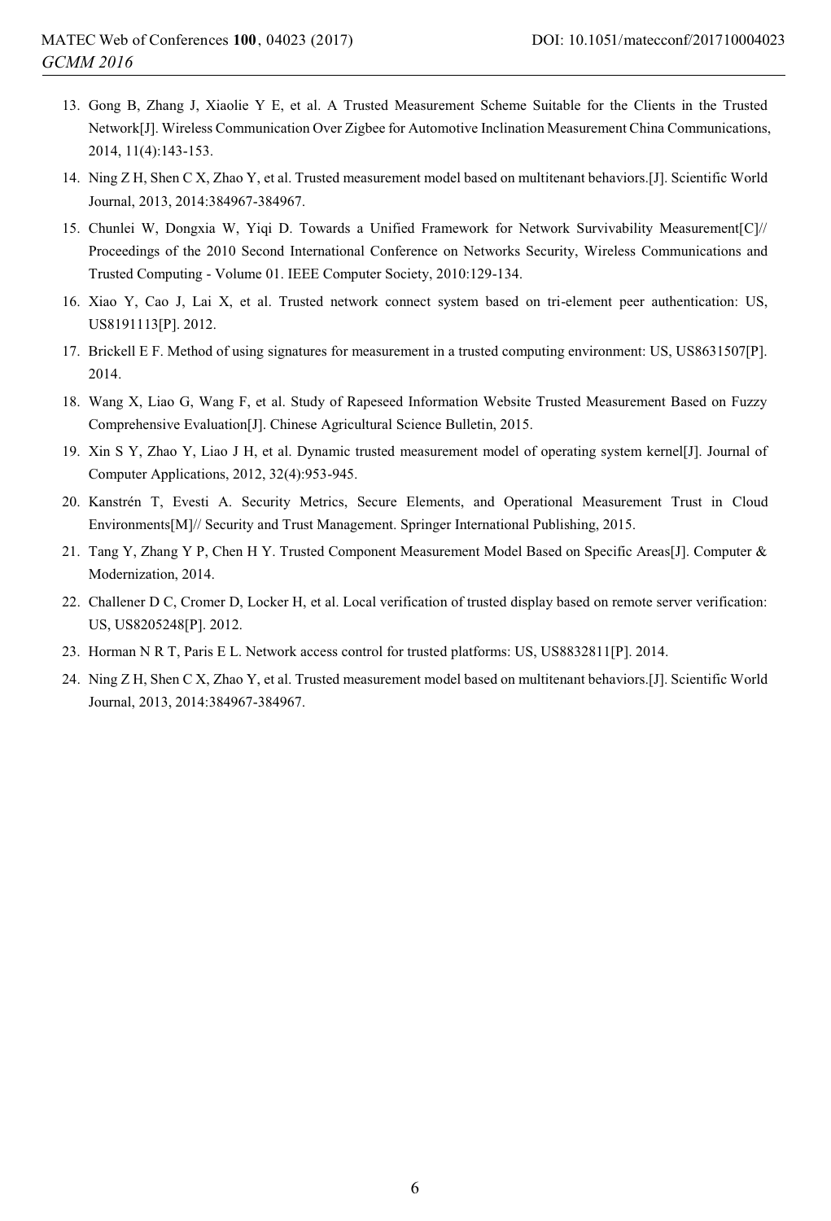13. Gong B, Zhang J, Xiaolie Y E, et al. A Trusted Measurement Scheme Suitable for the Clients in the Trusted Network[J]. Wireless Communication Over Zigbee for Automotive Inclination Measurement China Communications, 2014, 11(4):143-153.
14. Ning Z H, Shen C X, Zhao Y, et al. Trusted measurement model based on multitenant behaviors.[J]. Scientific World Journal, 2013, 2014:384967-384967.
15. Chunlei W, Dongxia W, Yiqi D. Towards a Unified Framework for Network Survivability Measurement[C]// Proceedings of the 2010 Second International Conference on Networks Security, Wireless Communications and Trusted Computing - Volume 01. IEEE Computer Society, 2010:129-134.
16. Xiao Y, Cao J, Lai X, et al. Trusted network connect system based on tri-element peer authentication: US, US8191113[P]. 2012.
17. Brickell E F. Method of using signatures for measurement in a trusted computing environment: US, US8631507[P]. 2014.
18. Wang X, Liao G, Wang F, et al. Study of Rapeseed Information Website Trusted Measurement Based on Fuzzy Comprehensive Evaluation[J]. Chinese Agricultural Science Bulletin, 2015.
19. Xin S Y, Zhao Y, Liao J H, et al. Dynamic trusted measurement model of operating system kernel[J]. Journal of Computer Applications, 2012, 32(4):953-945.
20. Kanstrén T, Evesti A. Security Metrics, Secure Elements, and Operational Measurement Trust in Cloud Environments[M]// Security and Trust Management. Springer International Publishing, 2015.
21. Tang Y, Zhang Y P, Chen H Y. Trusted Component Measurement Model Based on Specific Areas[J]. Computer & Modernization, 2014.
22. Challener D C, Cromer D, Locker H, et al. Local verification of trusted display based on remote server verification: US, US8205248[P]. 2012.
23. Horman N R T, Paris E L. Network access control for trusted platforms: US, US8832811[P]. 2014.
24. Ning Z H, Shen C X, Zhao Y, et al. Trusted measurement model based on multitenant behaviors.[J]. Scientific World Journal, 2013, 2014:384967-384967.